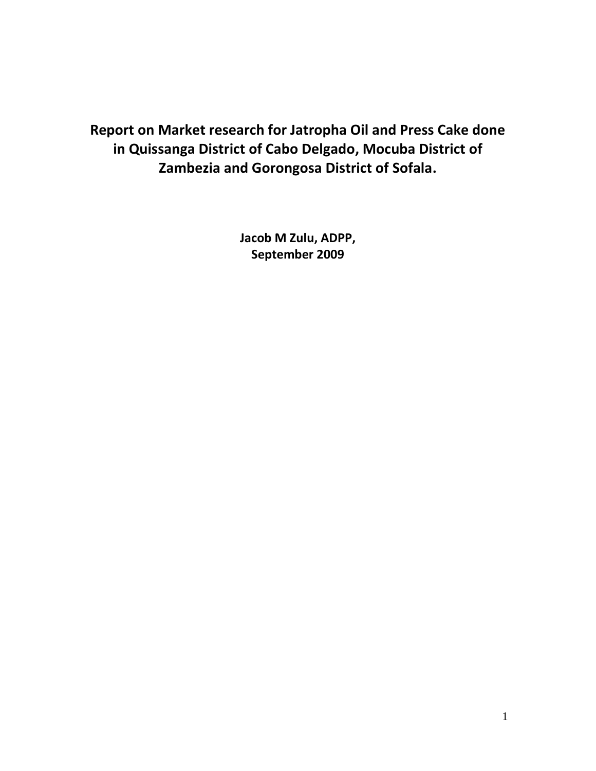# Report on Market research for Jatropha Oil and Press Cake done in Quissanga District of Cabo Delgado, Mocuba District of Zambezia and Gorongosa District of Sofala.

**Jacob M Zulu, ADPP,**
**September 2009**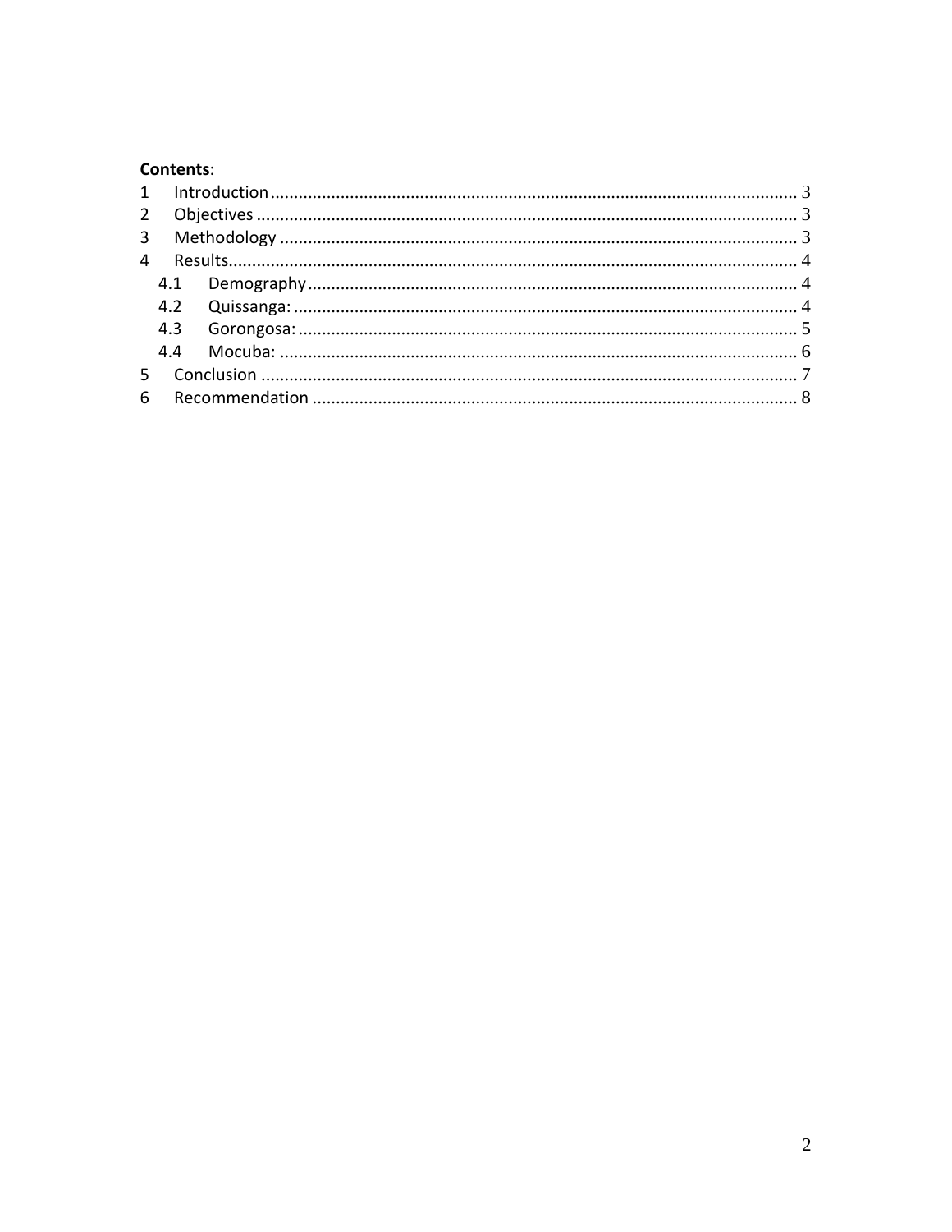**Contents**:

1 Introduction ........................................................................................................... 3
2 Objectives ............................................................................................................. 3
3 Methodology ......................................................................................................... 3
4 Results.................................................................................................................... 4
  4.1 Demography ..................................................................................................... 4
  4.2 Quissanga: ........................................................................................................ 4
  4.3 Gorongosa: ....................................................................................................... 5
  4.4 Mocuba: ............................................................................................................ 6
5 Conclusion ............................................................................................................. 7
6 Recommendation ................................................................................................... 8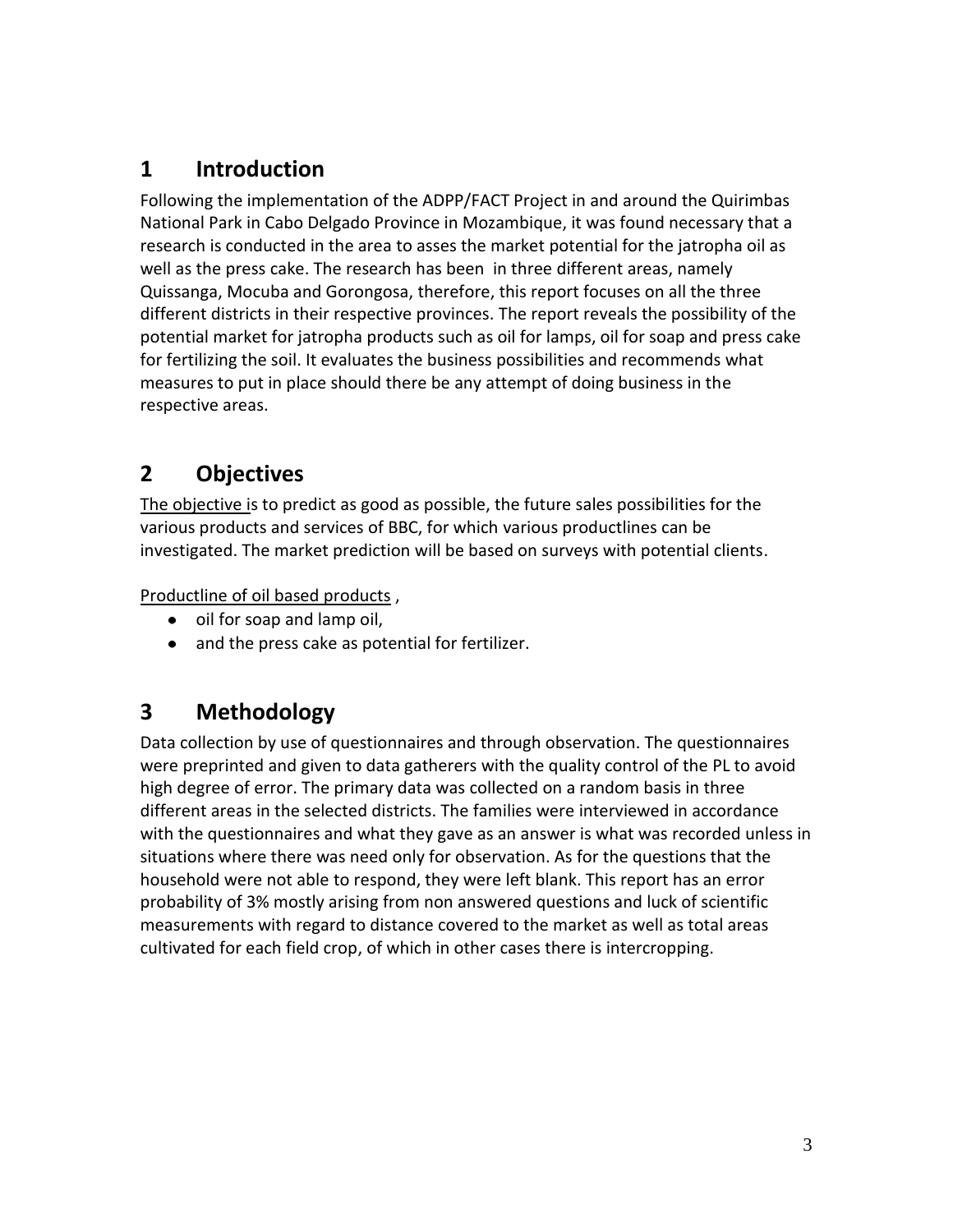## 1 Introduction

Following the implementation of the ADPP/FACT Project in and around the Quirimbas National Park in Cabo Delgado Province in Mozambique, it was found necessary that a research is conducted in the area to asses the market potential for the jatropha oil as well as the press cake. The research has been in three different areas, namely Quissanga, Mocuba and Gorongosa, therefore, this report focuses on all the three different districts in their respective provinces. The report reveals the possibility of the potential market for jatropha products such as oil for lamps, oil for soap and press cake for fertilizing the soil. It evaluates the business possibilities and recommends what measures to put in place should there be any attempt of doing business in the respective areas.

## 2 Objectives

The objective is to predict as good as possible, the future sales possibilities for the various products and services of BBC, for which various productlines can be investigated. The market prediction will be based on surveys with potential clients.

Productline of oil based products ,

- oil for soap and lamp oil,
- and the press cake as potential for fertilizer.

## 3 Methodology

Data collection by use of questionnaires and through observation. The questionnaires were preprinted and given to data gatherers with the quality control of the PL to avoid high degree of error. The primary data was collected on a random basis in three different areas in the selected districts. The families were interviewed in accordance with the questionnaires and what they gave as an answer is what was recorded unless in situations where there was need only for observation. As for the questions that the household were not able to respond, they were left blank. This report has an error probability of 3% mostly arising from non answered questions and luck of scientific measurements with regard to distance covered to the market as well as total areas cultivated for each field crop, of which in other cases there is intercropping.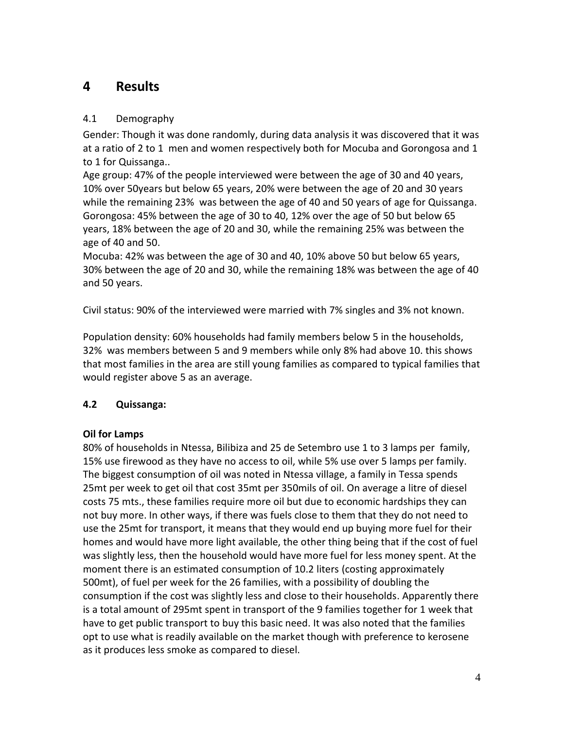# 4 Results

## 4.1 Demography

Gender: Though it was done randomly, during data analysis it was discovered that it was at a ratio of 2 to 1 men and women respectively both for Mocuba and Gorongosa and 1 to 1 for Quissanga..

Age group: 47% of the people interviewed were between the age of 30 and 40 years, 10% over 50years but below 65 years, 20% were between the age of 20 and 30 years while the remaining 23% was between the age of 40 and 50 years of age for Quissanga. Gorongosa: 45% between the age of 30 to 40, 12% over the age of 50 but below 65 years, 18% between the age of 20 and 30, while the remaining 25% was between the age of 40 and 50.

Mocuba: 42% was between the age of 30 and 40, 10% above 50 but below 65 years, 30% between the age of 20 and 30, while the remaining 18% was between the age of 40 and 50 years.

Civil status: 90% of the interviewed were married with 7% singles and 3% not known.

Population density: 60% households had family members below 5 in the households, 32% was members between 5 and 9 members while only 8% had above 10. this shows that most families in the area are still young families as compared to typical families that would register above 5 as an average.

## 4.2 Quissanga:

**Oil for Lamps**

80% of households in Ntessa, Bilibiza and 25 de Setembro use 1 to 3 lamps per family, 15% use firewood as they have no access to oil, while 5% use over 5 lamps per family. The biggest consumption of oil was noted in Ntessa village, a family in Tessa spends 25mt per week to get oil that cost 35mt per 350mils of oil. On average a litre of diesel costs 75 mts., these families require more oil but due to economic hardships they can not buy more. In other ways, if there was fuels close to them that they do not need to use the 25mt for transport, it means that they would end up buying more fuel for their homes and would have more light available, the other thing being that if the cost of fuel was slightly less, then the household would have more fuel for less money spent. At the moment there is an estimated consumption of 10.2 liters (costing approximately 500mt), of fuel per week for the 26 families, with a possibility of doubling the consumption if the cost was slightly less and close to their households. Apparently there is a total amount of 295mt spent in transport of the 9 families together for 1 week that have to get public transport to buy this basic need. It was also noted that the families opt to use what is readily available on the market though with preference to kerosene as it produces less smoke as compared to diesel.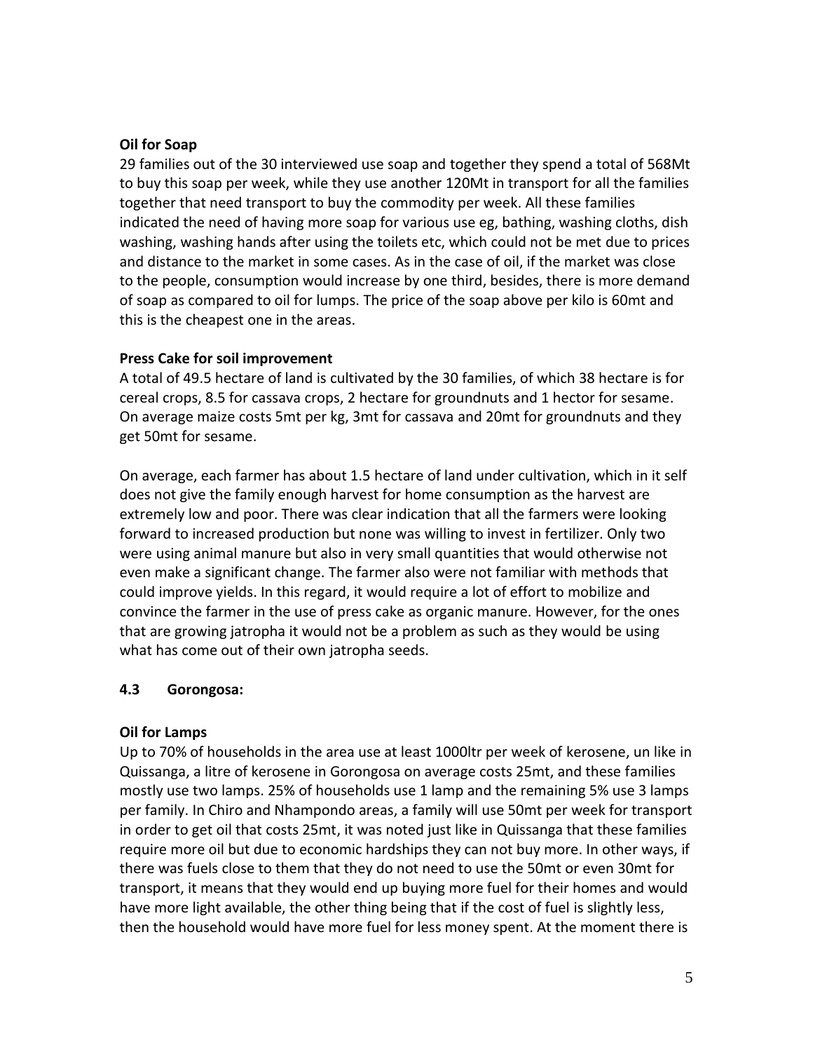**Oil for Soap**

29 families out of the 30 interviewed use soap and together they spend a total of 568Mt to buy this soap per week, while they use another 120Mt in transport for all the families together that need transport to buy the commodity per week. All these families indicated the need of having more soap for various use eg, bathing, washing cloths, dish washing, washing hands after using the toilets etc, which could not be met due to prices and distance to the market in some cases. As in the case of oil, if the market was close to the people, consumption would increase by one third, besides, there is more demand of soap as compared to oil for lumps. The price of the soap above per kilo is 60mt and this is the cheapest one in the areas.

**Press Cake for soil improvement**

A total of 49.5 hectare of land is cultivated by the 30 families, of which 38 hectare is for cereal crops, 8.5 for cassava crops, 2 hectare for groundnuts and 1 hector for sesame. On average maize costs 5mt per kg, 3mt for cassava and 20mt for groundnuts and they get 50mt for sesame.

On average, each farmer has about 1.5 hectare of land under cultivation, which in it self does not give the family enough harvest for home consumption as the harvest are extremely low and poor. There was clear indication that all the farmers were looking forward to increased production but none was willing to invest in fertilizer. Only two were using animal manure but also in very small quantities that would otherwise not even make a significant change. The farmer also were not familiar with methods that could improve yields. In this regard, it would require a lot of effort to mobilize and convince the farmer in the use of press cake as organic manure. However, for the ones that are growing jatropha it would not be a problem as such as they would be using what has come out of their own jatropha seeds.

### 4.3 Gorongosa:

**Oil for Lamps**

Up to 70% of households in the area use at least 1000ltr per week of kerosene, un like in Quissanga, a litre of kerosene in Gorongosa on average costs 25mt, and these families mostly use two lamps. 25% of households use 1 lamp and the remaining 5% use 3 lamps per family. In Chiro and Nhampondo areas, a family will use 50mt per week for transport in order to get oil that costs 25mt, it was noted just like in Quissanga that these families require more oil but due to economic hardships they can not buy more. In other ways, if there was fuels close to them that they do not need to use the 50mt or even 30mt for transport, it means that they would end up buying more fuel for their homes and would have more light available, the other thing being that if the cost of fuel is slightly less, then the household would have more fuel for less money spent. At the moment there is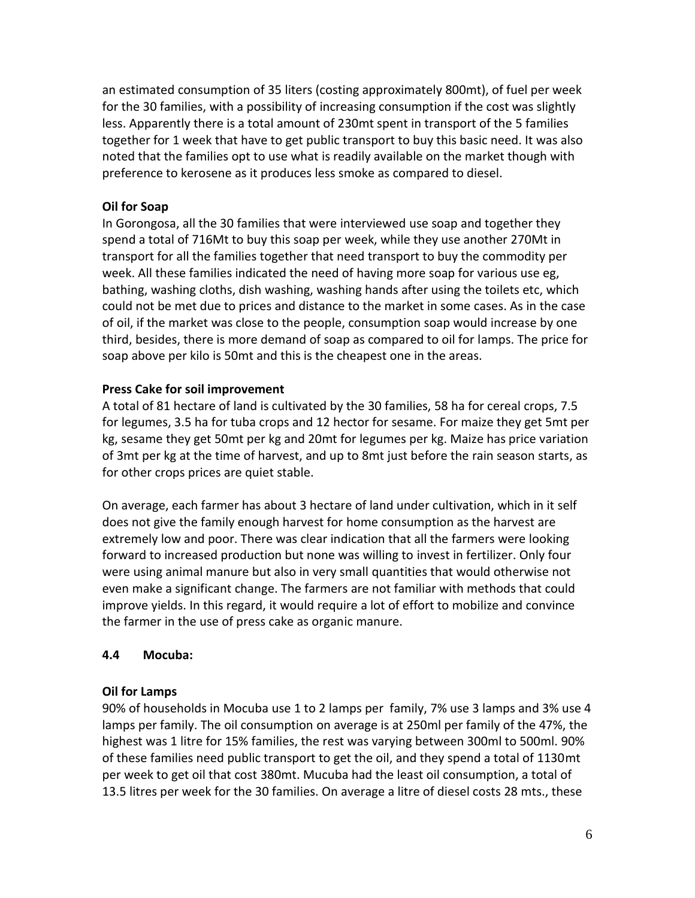an estimated consumption of 35 liters (costing approximately 800mt), of fuel per week for the 30 families, with a possibility of increasing consumption if the cost was slightly less. Apparently there is a total amount of 230mt spent in transport of the 5 families together for 1 week that have to get public transport to buy this basic need. It was also noted that the families opt to use what is readily available on the market though with preference to kerosene as it produces less smoke as compared to diesel.

**Oil for Soap**

In Gorongosa, all the 30 families that were interviewed use soap and together they spend a total of 716Mt to buy this soap per week, while they use another 270Mt in transport for all the families together that need transport to buy the commodity per week. All these families indicated the need of having more soap for various use eg, bathing, washing cloths, dish washing, washing hands after using the toilets etc, which could not be met due to prices and distance to the market in some cases. As in the case of oil, if the market was close to the people, consumption soap would increase by one third, besides, there is more demand of soap as compared to oil for lamps. The price for soap above per kilo is 50mt and this is the cheapest one in the areas.

**Press Cake for soil improvement**

A total of 81 hectare of land is cultivated by the 30 families, 58 ha for cereal crops, 7.5 for legumes, 3.5 ha for tuba crops and 12 hector for sesame. For maize they get 5mt per kg, sesame they get 50mt per kg and 20mt for legumes per kg. Maize has price variation of 3mt per kg at the time of harvest, and up to 8mt just before the rain season starts, as for other crops prices are quiet stable.

On average, each farmer has about 3 hectare of land under cultivation, which in it self does not give the family enough harvest for home consumption as the harvest are extremely low and poor. There was clear indication that all the farmers were looking forward to increased production but none was willing to invest in fertilizer. Only four were using animal manure but also in very small quantities that would otherwise not even make a significant change. The farmers are not familiar with methods that could improve yields. In this regard, it would require a lot of effort to mobilize and convince the farmer in the use of press cake as organic manure.

## 4.4 Mocuba:

**Oil for Lamps**

90% of households in Mocuba use 1 to 2 lamps per family, 7% use 3 lamps and 3% use 4 lamps per family. The oil consumption on average is at 250ml per family of the 47%, the highest was 1 litre for 15% families, the rest was varying between 300ml to 500ml. 90% of these families need public transport to get the oil, and they spend a total of 1130mt per week to get oil that cost 380mt. Mucuba had the least oil consumption, a total of 13.5 litres per week for the 30 families. On average a litre of diesel costs 28 mts., these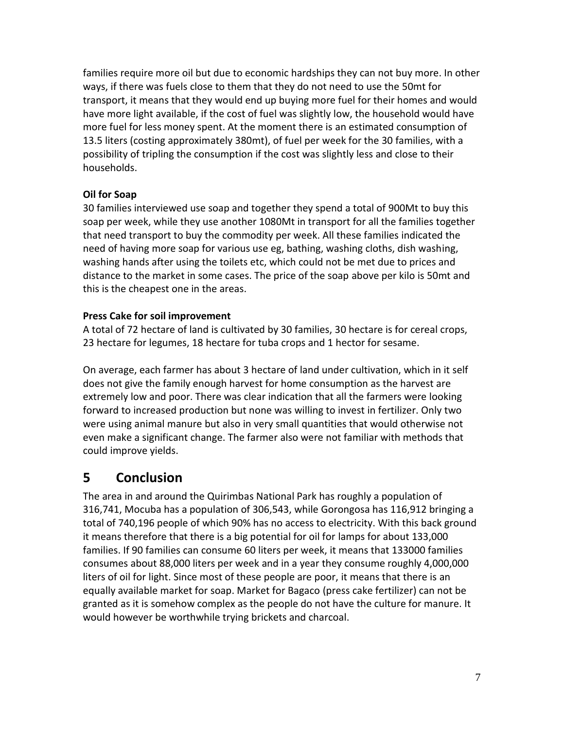families require more oil but due to economic hardships they can not buy more. In other ways, if there was fuels close to them that they do not need to use the 50mt for transport, it means that they would end up buying more fuel for their homes and would have more light available, if the cost of fuel was slightly low, the household would have more fuel for less money spent. At the moment there is an estimated consumption of 13.5 liters (costing approximately 380mt), of fuel per week for the 30 families, with a possibility of tripling the consumption if the cost was slightly less and close to their households.

**Oil for Soap**

30 families interviewed use soap and together they spend a total of 900Mt to buy this soap per week, while they use another 1080Mt in transport for all the families together that need transport to buy the commodity per week. All these families indicated the need of having more soap for various use eg, bathing, washing cloths, dish washing, washing hands after using the toilets etc, which could not be met due to prices and distance to the market in some cases. The price of the soap above per kilo is 50mt and this is the cheapest one in the areas.

**Press Cake for soil improvement**

A total of 72 hectare of land is cultivated by 30 families, 30 hectare is for cereal crops, 23 hectare for legumes, 18 hectare for tuba crops and 1 hector for sesame.

On average, each farmer has about 3 hectare of land under cultivation, which in it self does not give the family enough harvest for home consumption as the harvest are extremely low and poor. There was clear indication that all the farmers were looking forward to increased production but none was willing to invest in fertilizer. Only two were using animal manure but also in very small quantities that would otherwise not even make a significant change. The farmer also were not familiar with methods that could improve yields.

# 5 Conclusion

The area in and around the Quirimbas National Park has roughly a population of 316,741, Mocuba has a population of 306,543, while Gorongosa has 116,912 bringing a total of 740,196 people of which 90% has no access to electricity. With this back ground it means therefore that there is a big potential for oil for lamps for about 133,000 families. If 90 families can consume 60 liters per week, it means that 133000 families consumes about 88,000 liters per week and in a year they consume roughly 4,000,000 liters of oil for light. Since most of these people are poor, it means that there is an equally available market for soap. Market for Bagaco (press cake fertilizer) can not be granted as it is somehow complex as the people do not have the culture for manure. It would however be worthwhile trying brickets and charcoal.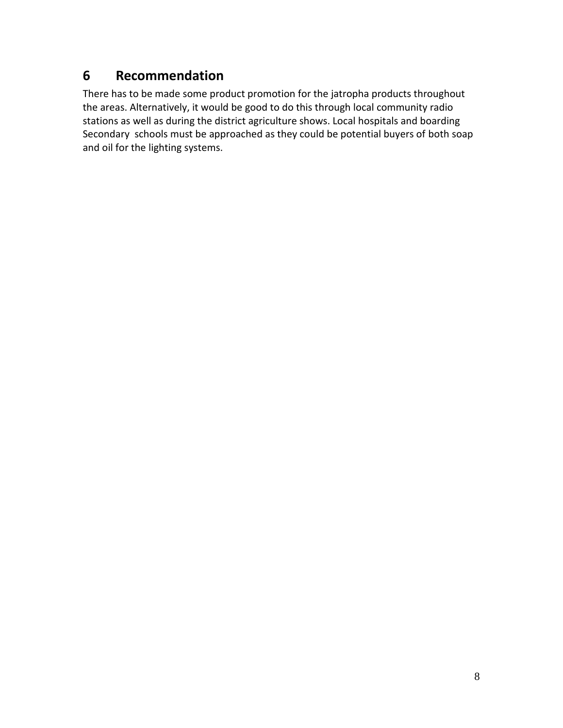# 6 Recommendation

There has to be made some product promotion for the jatropha products throughout the areas. Alternatively, it would be good to do this through local community radio stations as well as during the district agriculture shows. Local hospitals and boarding Secondary schools must be approached as they could be potential buyers of both soap and oil for the lighting systems.